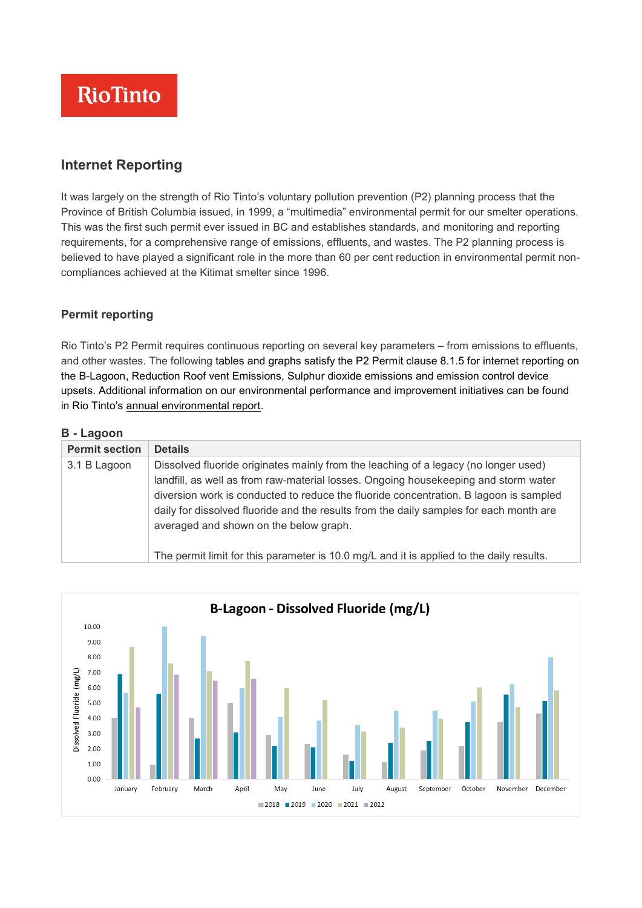RioTinto

## Internet Reporting

It was largely on the strength of Rio Tinto's voluntary pollution prevention (P2) planning process that the Province of British Columbia issued, in 1999, a "multimedia" environmental permit for our smelter operations. This was the first such permit ever issued in BC and establishes standards, and monitoring and reporting requirements, for a comprehensive range of emissions, effluents, and wastes. The P2 planning process is believed to have played a significant role in the more than 60 per cent reduction in environmental permit non-compliances achieved at the Kitimat smelter since 1996.

### Permit reporting

Rio Tinto's P2 Permit requires continuous reporting on several key parameters – from emissions to effluents, and other wastes. The following tables and graphs satisfy the P2 Permit clause 8.1.5 for internet reporting on the B-Lagoon, Reduction Roof vent Emissions, Sulphur dioxide emissions and emission control device upsets. Additional information on our environmental performance and improvement initiatives can be found in Rio Tinto's annual environmental report.

**B - Lagoon**

| Permit section | Details |
|---|---|
| 3.1 B Lagoon | Dissolved fluoride originates mainly from the leaching of a legacy (no longer used) landfill, as well as from raw-material losses. Ongoing housekeeping and storm water diversion work is conducted to reduce the fluoride concentration. B lagoon is sampled daily for dissolved fluoride and the results from the daily samples for each month are averaged and shown on the below graph.<br><br>The permit limit for this parameter is 10.0 mg/L and it is applied to the daily results. |

**B-Lagoon - Dissolved Fluoride (mg/L)**

Dissolved Fluoride (mg/L): 0.00 – 10.00

January, February, March, April, May, June, July, August, September, October, November, December

2018, 2019, 2020, 2021, 2022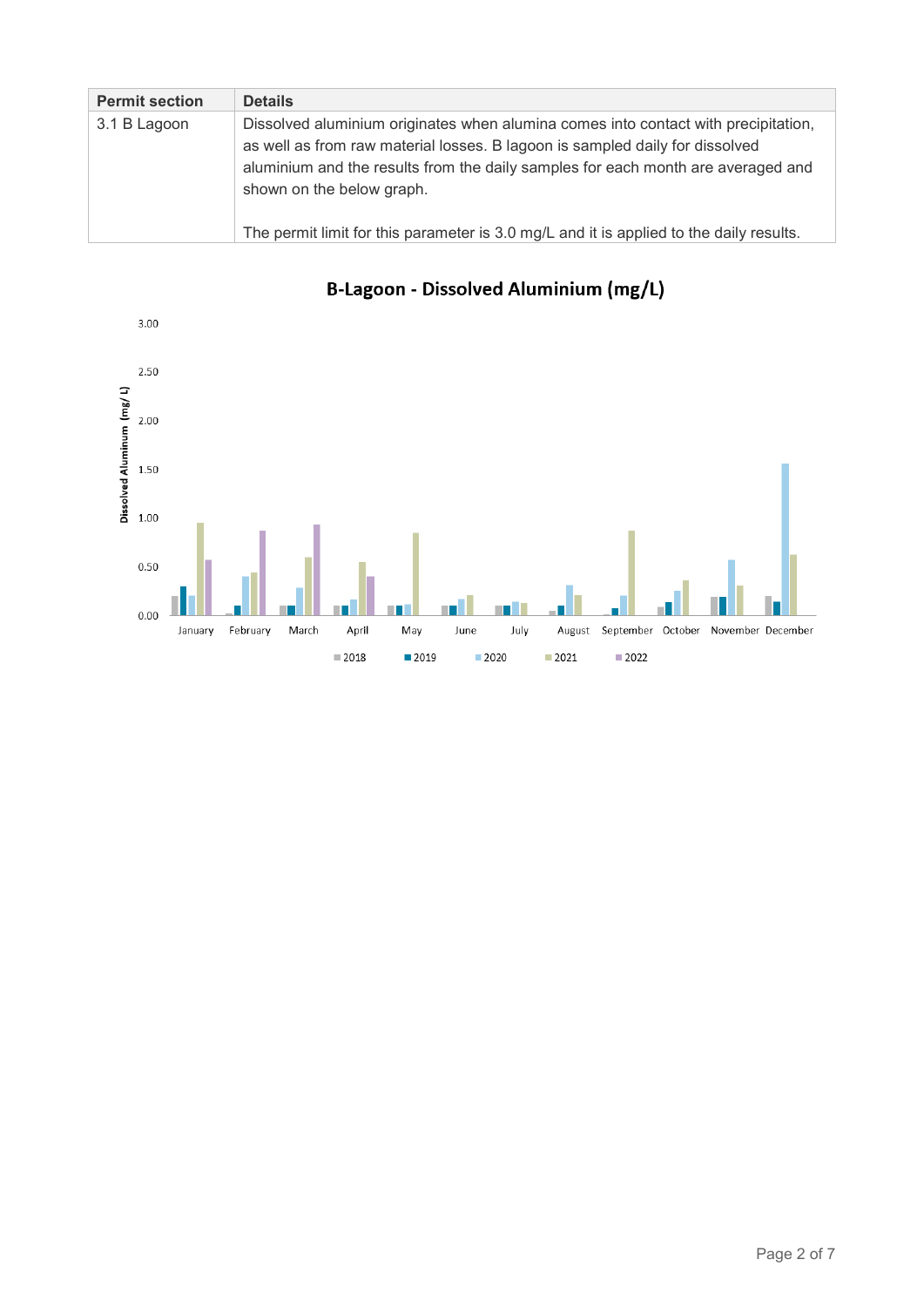| Permit section | Details |
|---|---|
| 3.1 B Lagoon | Dissolved aluminium originates when alumina comes into contact with precipitation, as well as from raw material losses. B lagoon is sampled daily for dissolved aluminium and the results from the daily samples for each month are averaged and shown on the below graph. <br><br> The permit limit for this parameter is 3.0 mg/L and it is applied to the daily results. |

**B-Lagoon - Dissolved Aluminium (mg/L)**

Dissolved Aluminum (mg/L)

3.00
2.50
2.00
1.50
1.00
0.50
0.00

January February March April May June July August September October November December

2018 2019 2020 2021 2022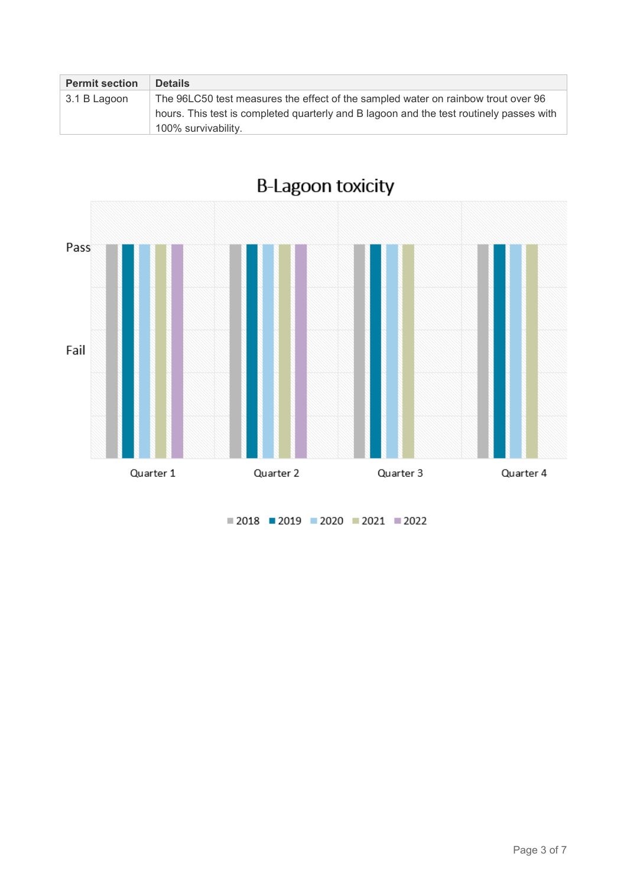| Permit section | Details |
|---|---|
| 3.1 B Lagoon | The 96LC50 test measures the effect of the sampled water on rainbow trout over 96 hours. This test is completed quarterly and B lagoon and the test routinely passes with 100% survivability. |

B-Lagoon toxicity

Pass

Fail

Quarter 1 Quarter 2 Quarter 3 Quarter 4

2018 2019 2020 2021 2022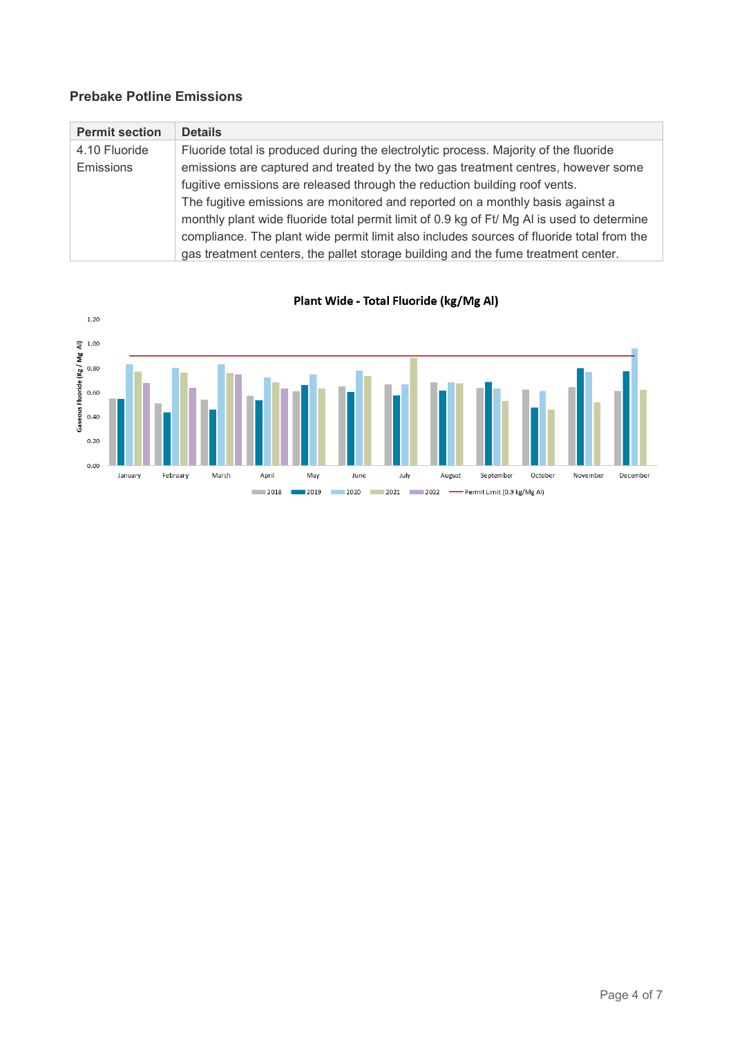### Prebake Potline Emissions

| Permit section | Details |
|---|---|
| 4.10 Fluoride Emissions | Fluoride total is produced during the electrolytic process. Majority of the fluoride emissions are captured and treated by the two gas treatment centres, however some fugitive emissions are released through the reduction building roof vents. The fugitive emissions are monitored and reported on a monthly basis against a monthly plant wide fluoride total permit limit of 0.9 kg of Ft/ Mg Al is used to determine compliance. The plant wide permit limit also includes sources of fluoride total from the gas treatment centers, the pallet storage building and the fume treatment center. |

**Plant Wide - Total Fluoride (kg/Mg Al)**

Y-axis: Gaseous Fluoride (Kg / Mg Al) — 0.00 to 1.20

X-axis: January, February, March, April, May, June, July, August, September, October, November, December

Legend: 2018, 2019, 2020, 2021, 2022, Permit Limit (0.9 kg/Mg Al)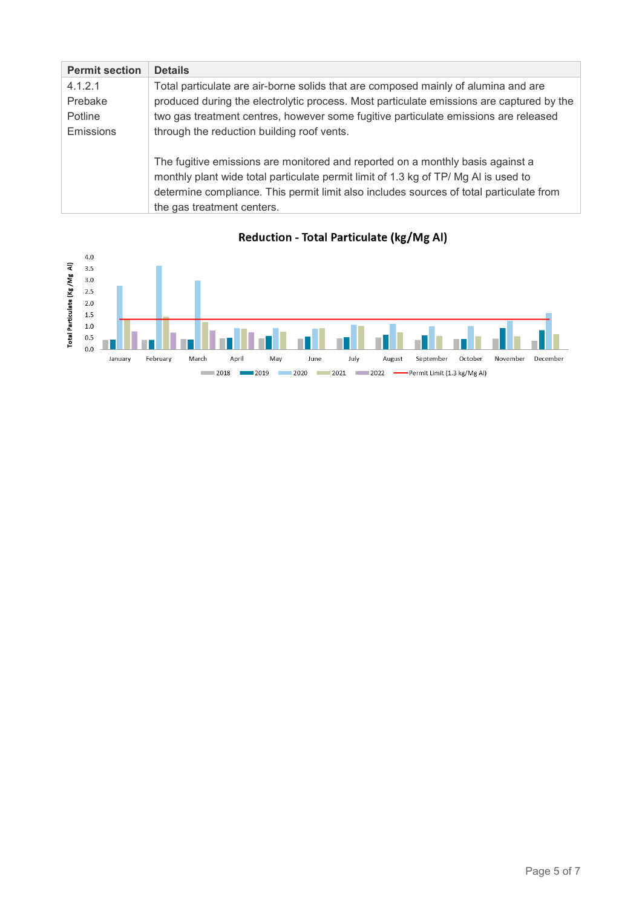| Permit section | Details |
|---|---|
| 4.1.2.1 Prebake Potline Emissions | Total particulate are air-borne solids that are composed mainly of alumina and are produced during the electrolytic process. Most particulate emissions are captured by the two gas treatment centres, however some fugitive particulate emissions are released through the reduction building roof vents.<br><br>The fugitive emissions are monitored and reported on a monthly basis against a monthly plant wide total particulate permit limit of 1.3 kg of TP/ Mg Al is used to determine compliance. This permit limit also includes sources of total particulate from the gas treatment centers. |

**Reduction - Total Particulate (kg/Mg Al)**

Total Particulate (kg /Mg Al)

January, February, March, April, May, June, July, August, September, October, November, December

2018 | 2019 | 2020 | 2021 | 2022 | Permit Limit (1.3 kg/Mg Al)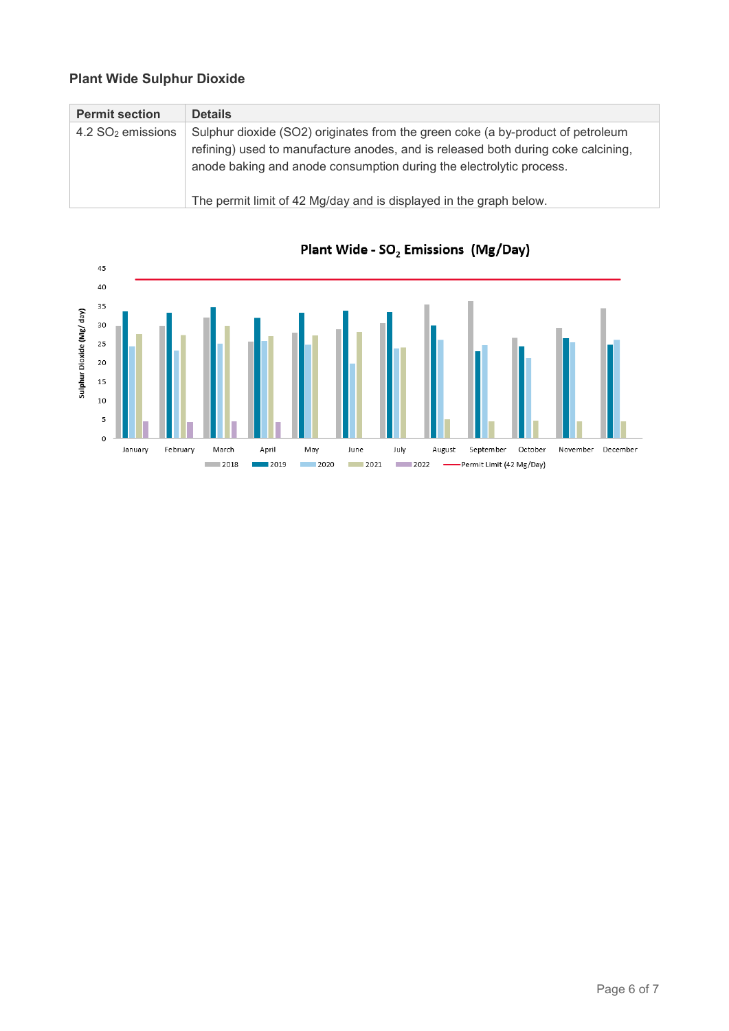### Plant Wide Sulphur Dioxide

| Permit section | Details |
| --- | --- |
| 4.2 $SO_2$ emissions | Sulphur dioxide (SO2) originates from the green coke (a by-product of petroleum refining) used to manufacture anodes, and is released both during coke calcining, anode baking and anode consumption during the electrolytic process.<br><br>The permit limit of 42 Mg/day and is displayed in the graph below. |

**Plant Wide - $SO_2$ Emissions (Mg/Day)**

Sulphur Dioxide (Mg/ day)

45
40
35
30
25
20
15
10
5
0

January February March April May June July August September October November December

2018 2019 2020 2021 2022 Permit Limit (42 Mg/Day)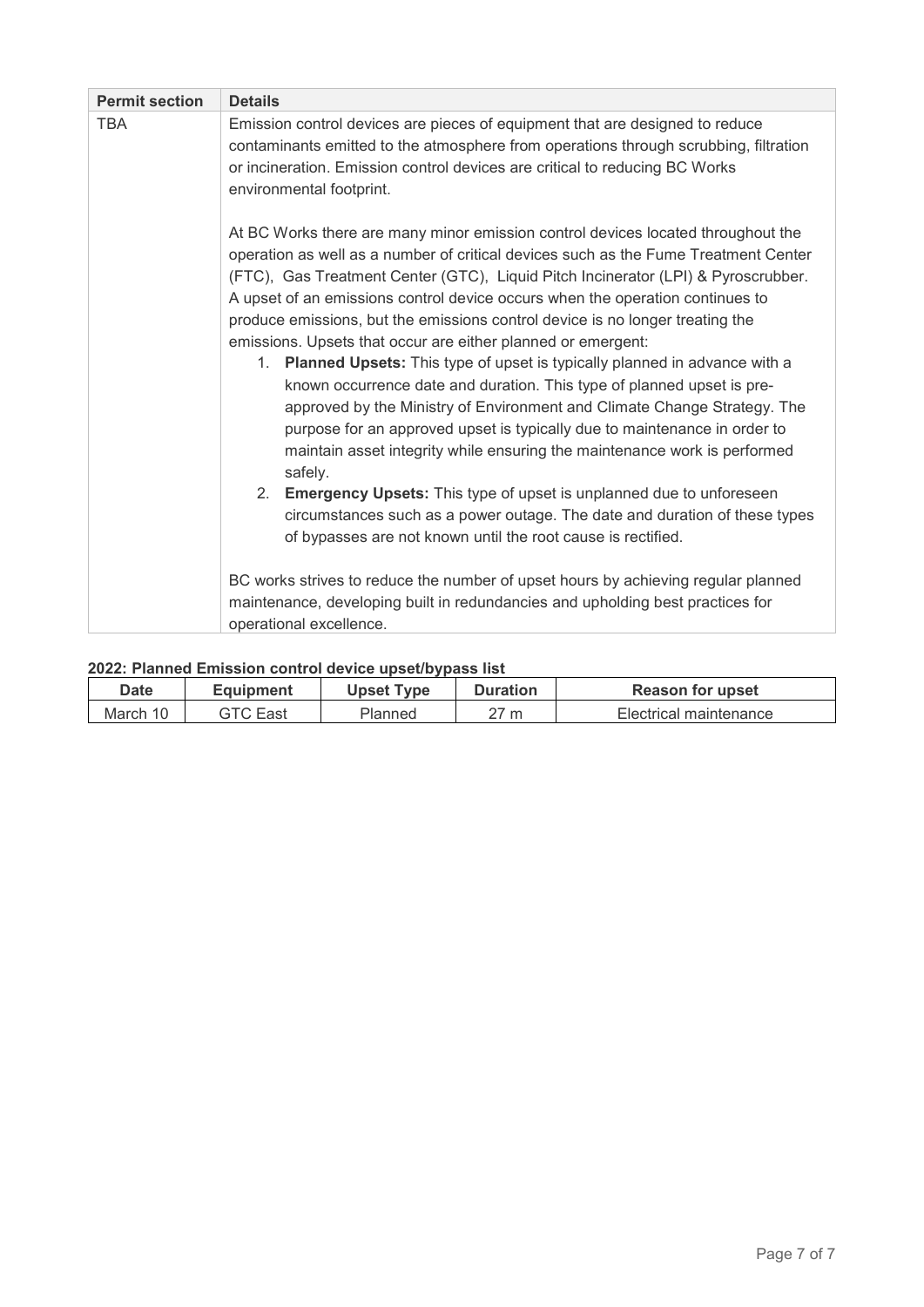| Permit section | Details |
|---|---|
| TBA | Emission control devices are pieces of equipment that are designed to reduce contaminants emitted to the atmosphere from operations through scrubbing, filtration or incineration. Emission control devices are critical to reducing BC Works environmental footprint.<br><br>At BC Works there are many minor emission control devices located throughout the operation as well as a number of critical devices such as the Fume Treatment Center (FTC), Gas Treatment Center (GTC), Liquid Pitch Incinerator (LPI) & Pyroscrubber. A upset of an emissions control device occurs when the operation continues to produce emissions, but the emissions control device is no longer treating the emissions. Upsets that occur are either planned or emergent:<br>1. **Planned Upsets:** This type of upset is typically planned in advance with a known occurrence date and duration. This type of planned upset is pre-approved by the Ministry of Environment and Climate Change Strategy. The purpose for an approved upset is typically due to maintenance in order to maintain asset integrity while ensuring the maintenance work is performed safely.<br>2. **Emergency Upsets:** This type of upset is unplanned due to unforeseen circumstances such as a power outage. The date and duration of these types of bypasses are not known until the root cause is rectified.<br><br>BC works strives to reduce the number of upset hours by achieving regular planned maintenance, developing built in redundancies and upholding best practices for operational excellence. |

**2022: Planned Emission control device upset/bypass list**

| Date | Equipment | Upset Type | Duration | Reason for upset |
|---|---|---|---|---|
| March 10 | GTC East | Planned | 27 m | Electrical maintenance |